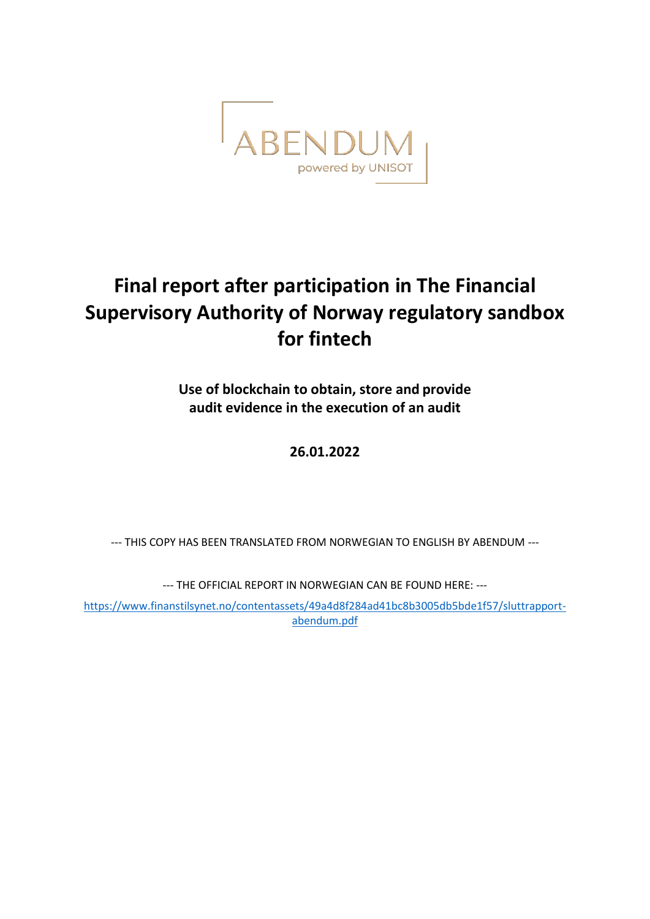ABENDUM

powered by UNISOT

# Final report after participation in The Financial Supervisory Authority of Norway regulatory sandbox for fintech

**Use of blockchain to obtain, store and provide audit evidence in the execution of an audit**

**26.01.2022**

--- THIS COPY HAS BEEN TRANSLATED FROM NORWEGIAN TO ENGLISH BY ABENDUM ---

--- THE OFFICIAL REPORT IN NORWEGIAN CAN BE FOUND HERE: ---

[https://www.finanstilsynet.no/contentassets/49a4d8f284ad41bc8b3005db5bde1f57/sluttrapport-abendum.pdf](https://www.finanstilsynet.no/contentassets/49a4d8f284ad41bc8b3005db5bde1f57/sluttrapport-abendum.pdf)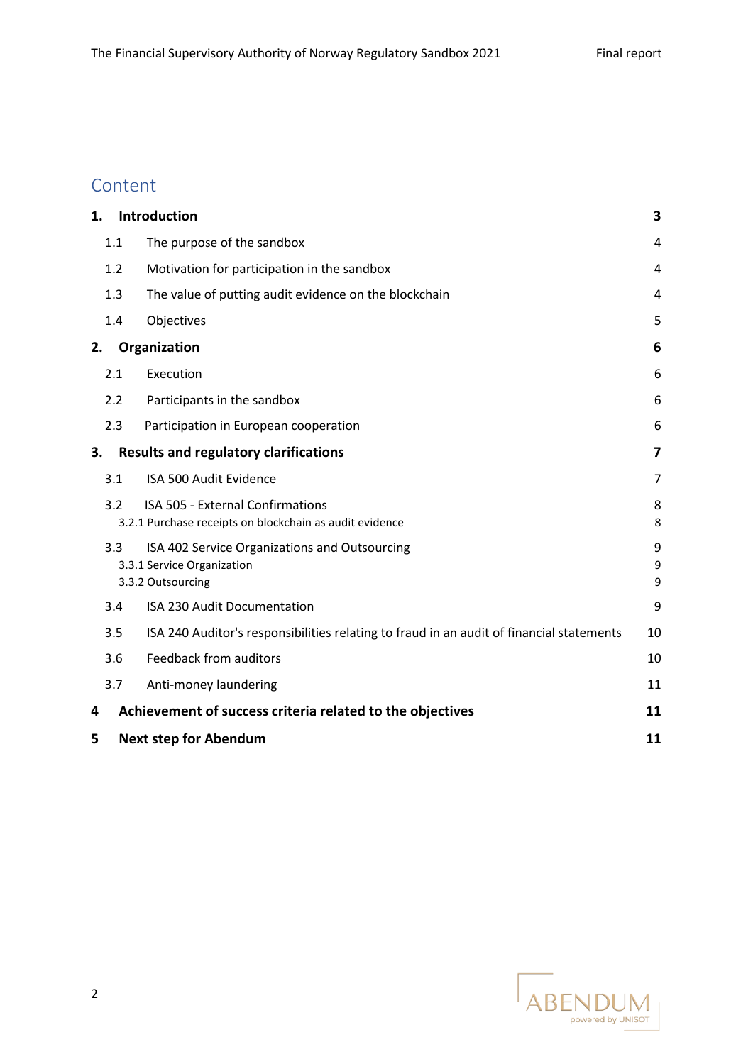## Content

| | | |
|---|---|---|
| **1.** | **Introduction** | **3** |
| 1.1 | The purpose of the sandbox | 4 |
| 1.2 | Motivation for participation in the sandbox | 4 |
| 1.3 | The value of putting audit evidence on the blockchain | 4 |
| 1.4 | Objectives | 5 |
| **2.** | **Organization** | **6** |
| 2.1 | Execution | 6 |
| 2.2 | Participants in the sandbox | 6 |
| 2.3 | Participation in European cooperation | 6 |
| **3.** | **Results and regulatory clarifications** | **7** |
| 3.1 | ISA 500 Audit Evidence | 7 |
| 3.2 | ISA 505 - External Confirmations | 8 |
| 3.2.1 | Purchase receipts on blockchain as audit evidence | 8 |
| 3.3 | ISA 402 Service Organizations and Outsourcing | 9 |
| 3.3.1 | Service Organization | 9 |
| 3.3.2 | Outsourcing | 9 |
| 3.4 | ISA 230 Audit Documentation | 9 |
| 3.5 | ISA 240 Auditor's responsibilities relating to fraud in an audit of financial statements | 10 |
| 3.6 | Feedback from auditors | 10 |
| 3.7 | Anti-money laundering | 11 |
| **4** | **Achievement of success criteria related to the objectives** | **11** |
| **5** | **Next step for Abendum** | **11** |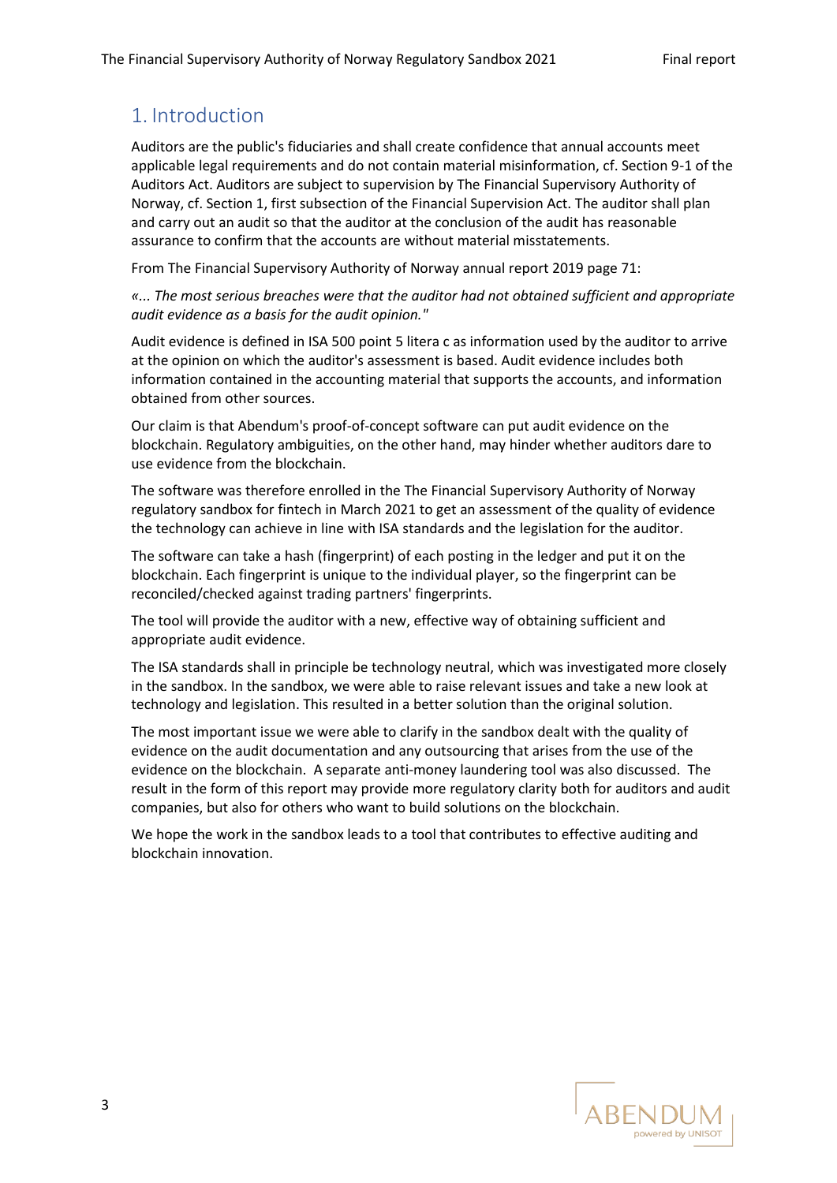# 1. Introduction

Auditors are the public's fiduciaries and shall create confidence that annual accounts meet applicable legal requirements and do not contain material misinformation, cf. Section 9-1 of the Auditors Act. Auditors are subject to supervision by The Financial Supervisory Authority of Norway, cf. Section 1, first subsection of the Financial Supervision Act. The auditor shall plan and carry out an audit so that the auditor at the conclusion of the audit has reasonable assurance to confirm that the accounts are without material misstatements.

From The Financial Supervisory Authority of Norway annual report 2019 page 71:

*«... The most serious breaches were that the auditor had not obtained sufficient and appropriate audit evidence as a basis for the audit opinion."*

Audit evidence is defined in ISA 500 point 5 litera c as information used by the auditor to arrive at the opinion on which the auditor's assessment is based. Audit evidence includes both information contained in the accounting material that supports the accounts, and information obtained from other sources.

Our claim is that Abendum's proof-of-concept software can put audit evidence on the blockchain. Regulatory ambiguities, on the other hand, may hinder whether auditors dare to use evidence from the blockchain.

The software was therefore enrolled in the The Financial Supervisory Authority of Norway regulatory sandbox for fintech in March 2021 to get an assessment of the quality of evidence the technology can achieve in line with ISA standards and the legislation for the auditor.

The software can take a hash (fingerprint) of each posting in the ledger and put it on the blockchain. Each fingerprint is unique to the individual player, so the fingerprint can be reconciled/checked against trading partners' fingerprints.

The tool will provide the auditor with a new, effective way of obtaining sufficient and appropriate audit evidence.

The ISA standards shall in principle be technology neutral, which was investigated more closely in the sandbox. In the sandbox, we were able to raise relevant issues and take a new look at technology and legislation. This resulted in a better solution than the original solution.

The most important issue we were able to clarify in the sandbox dealt with the quality of evidence on the audit documentation and any outsourcing that arises from the use of the evidence on the blockchain. A separate anti-money laundering tool was also discussed. The result in the form of this report may provide more regulatory clarity both for auditors and audit companies, but also for others who want to build solutions on the blockchain.

We hope the work in the sandbox leads to a tool that contributes to effective auditing and blockchain innovation.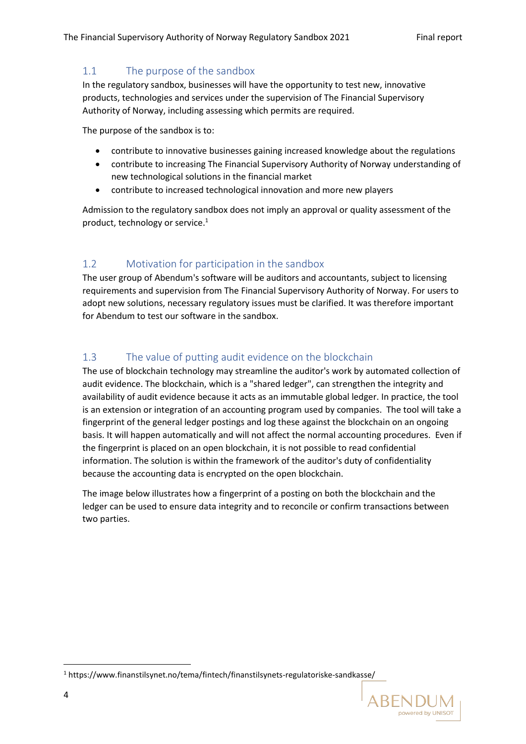## 1.1 The purpose of the sandbox

In the regulatory sandbox, businesses will have the opportunity to test new, innovative products, technologies and services under the supervision of The Financial Supervisory Authority of Norway, including assessing which permits are required.

The purpose of the sandbox is to:

- contribute to innovative businesses gaining increased knowledge about the regulations
- contribute to increasing The Financial Supervisory Authority of Norway understanding of new technological solutions in the financial market
- contribute to increased technological innovation and more new players

Admission to the regulatory sandbox does not imply an approval or quality assessment of the product, technology or service.[1]

## 1.2 Motivation for participation in the sandbox

The user group of Abendum's software will be auditors and accountants, subject to licensing requirements and supervision from The Financial Supervisory Authority of Norway. For users to adopt new solutions, necessary regulatory issues must be clarified. It was therefore important for Abendum to test our software in the sandbox.

## 1.3 The value of putting audit evidence on the blockchain

The use of blockchain technology may streamline the auditor's work by automated collection of audit evidence. The blockchain, which is a "shared ledger", can strengthen the integrity and availability of audit evidence because it acts as an immutable global ledger. In practice, the tool is an extension or integration of an accounting program used by companies. The tool will take a fingerprint of the general ledger postings and log these against the blockchain on an ongoing basis. It will happen automatically and will not affect the normal accounting procedures. Even if the fingerprint is placed on an open blockchain, it is not possible to read confidential information. The solution is within the framework of the auditor's duty of confidentiality because the accounting data is encrypted on the open blockchain.

The image below illustrates how a fingerprint of a posting on both the blockchain and the ledger can be used to ensure data integrity and to reconcile or confirm transactions between two parties.

[1] https://www.finanstilsynet.no/tema/fintech/finanstilsynets-regulatoriske-sandkasse/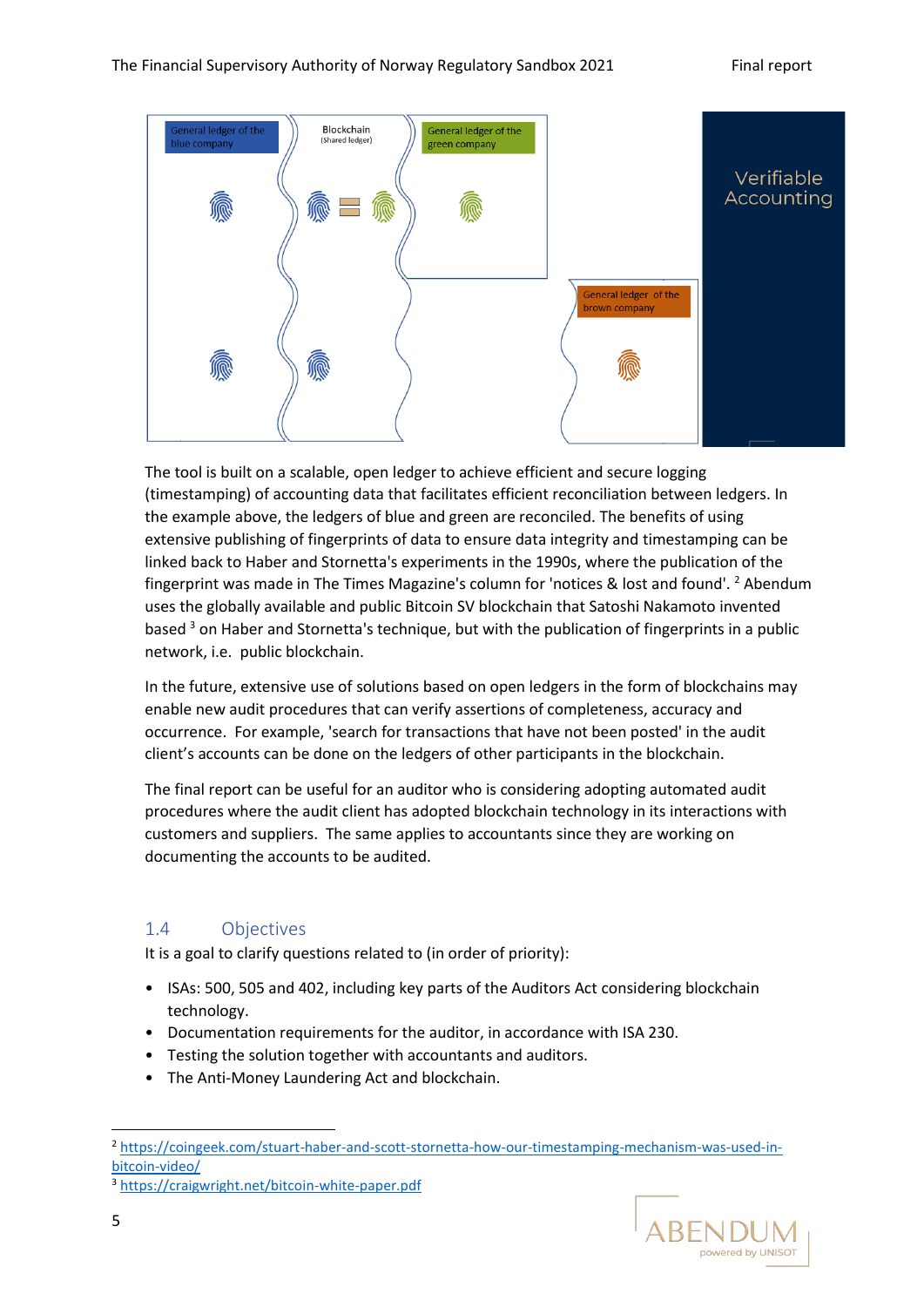General ledger of the blue company

Blockchain (Shared ledger)

General ledger of the green company

General ledger of the brown company

Verifiable Accounting

The tool is built on a scalable, open ledger to achieve efficient and secure logging (timestamping) of accounting data that facilitates efficient reconciliation between ledgers. In the example above, the ledgers of blue and green are reconciled. The benefits of using extensive publishing of fingerprints of data to ensure data integrity and timestamping can be linked back to Haber and Stornetta's experiments in the 1990s, where the publication of the fingerprint was made in The Times Magazine's column for 'notices & lost and found'. [2] Abendum uses the globally available and public Bitcoin SV blockchain that Satoshi Nakamoto invented based [3] on Haber and Stornetta's technique, but with the publication of fingerprints in a public network, i.e. public blockchain.

In the future, extensive use of solutions based on open ledgers in the form of blockchains may enable new audit procedures that can verify assertions of completeness, accuracy and occurrence. For example, 'search for transactions that have not been posted' in the audit client's accounts can be done on the ledgers of other participants in the blockchain.

The final report can be useful for an auditor who is considering adopting automated audit procedures where the audit client has adopted blockchain technology in its interactions with customers and suppliers. The same applies to accountants since they are working on documenting the accounts to be audited.

## 1.4 Objectives

It is a goal to clarify questions related to (in order of priority):

- ISAs: 500, 505 and 402, including key parts of the Auditors Act considering blockchain technology.
- Documentation requirements for the auditor, in accordance with ISA 230.
- Testing the solution together with accountants and auditors.
- The Anti-Money Laundering Act and blockchain.

[2] https://coingeek.com/stuart-haber-and-scott-stornetta-how-our-timestamping-mechanism-was-used-in-bitcoin-video/

[3] https://craigwright.net/bitcoin-white-paper.pdf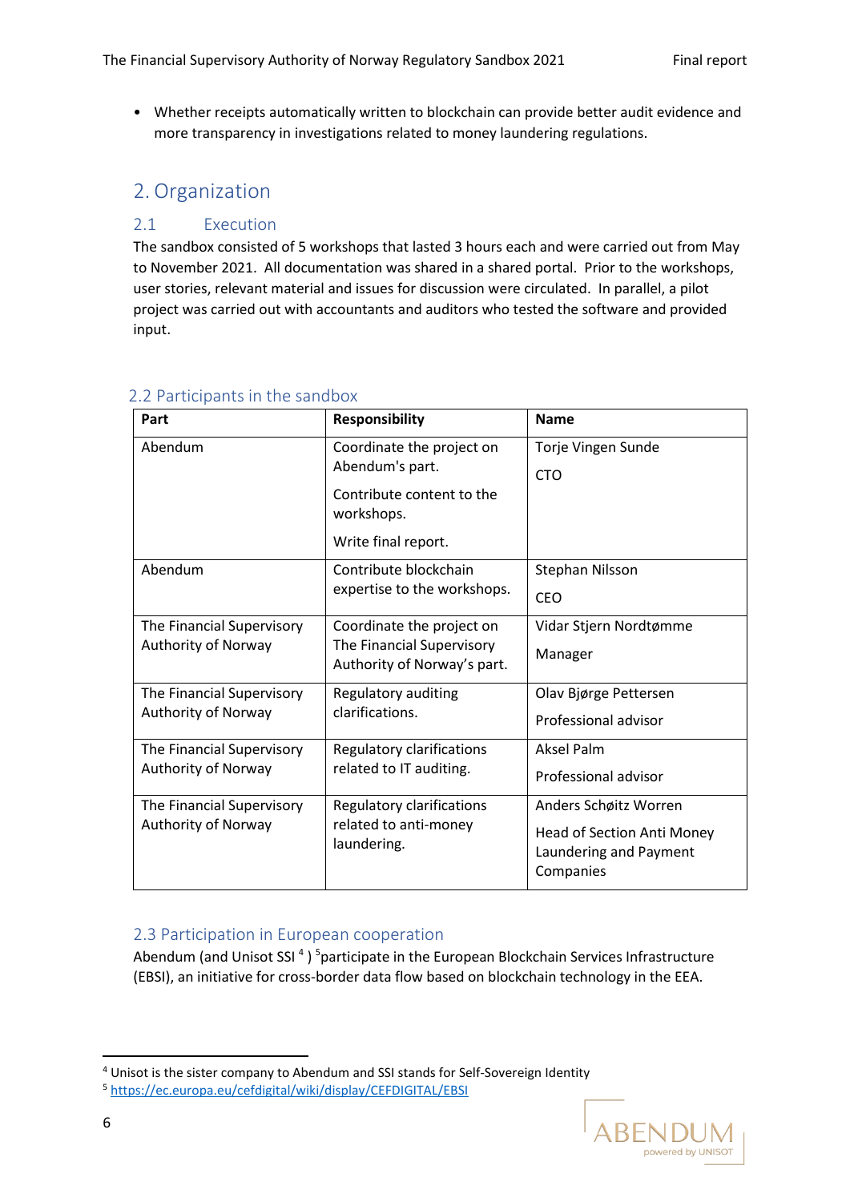- Whether receipts automatically written to blockchain can provide better audit evidence and more transparency in investigations related to money laundering regulations.

# 2. Organization

## 2.1 Execution

The sandbox consisted of 5 workshops that lasted 3 hours each and were carried out from May to November 2021. All documentation was shared in a shared portal. Prior to the workshops, user stories, relevant material and issues for discussion were circulated. In parallel, a pilot project was carried out with accountants and auditors who tested the software and provided input.

## 2.2 Participants in the sandbox

| Part | Responsibility | Name |
|---|---|---|
| Abendum | Coordinate the project on Abendum's part. Contribute content to the workshops. Write final report. | Torje Vingen Sunde CTO |
| Abendum | Contribute blockchain expertise to the workshops. | Stephan Nilsson CEO |
| The Financial Supervisory Authority of Norway | Coordinate the project on The Financial Supervisory Authority of Norway's part. | Vidar Stjern Nordtømme Manager |
| The Financial Supervisory Authority of Norway | Regulatory auditing clarifications. | Olav Bjørge Pettersen Professional advisor |
| The Financial Supervisory Authority of Norway | Regulatory clarifications related to IT auditing. | Aksel Palm Professional advisor |
| The Financial Supervisory Authority of Norway | Regulatory clarifications related to anti-money laundering. | Anders Schøitz Worren Head of Section Anti Money Laundering and Payment Companies |

## 2.3 Participation in European cooperation

Abendum (and Unisot SSI [4] ) [5]participate in the European Blockchain Services Infrastructure (EBSI), an initiative for cross-border data flow based on blockchain technology in the EEA.

[4] Unisot is the sister company to Abendum and SSI stands for Self-Sovereign Identity

[5] https://ec.europa.eu/cefdigital/wiki/display/CEFDIGITAL/EBSI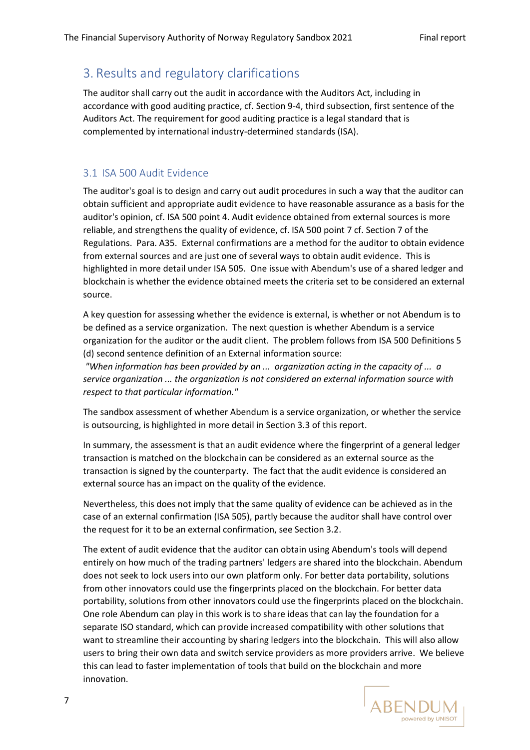## 3. Results and regulatory clarifications

The auditor shall carry out the audit in accordance with the Auditors Act, including in accordance with good auditing practice, cf. Section 9-4, third subsection, first sentence of the Auditors Act. The requirement for good auditing practice is a legal standard that is complemented by international industry-determined standards (ISA).

### 3.1 ISA 500 Audit Evidence

The auditor's goal is to design and carry out audit procedures in such a way that the auditor can obtain sufficient and appropriate audit evidence to have reasonable assurance as a basis for the auditor's opinion, cf. ISA 500 point 4. Audit evidence obtained from external sources is more reliable, and strengthens the quality of evidence, cf. ISA 500 point 7 cf. Section 7 of the Regulations. Para. A35. External confirmations are a method for the auditor to obtain evidence from external sources and are just one of several ways to obtain audit evidence. This is highlighted in more detail under ISA 505. One issue with Abendum's use of a shared ledger and blockchain is whether the evidence obtained meets the criteria set to be considered an external source.

A key question for assessing whether the evidence is external, is whether or not Abendum is to be defined as a service organization. The next question is whether Abendum is a service organization for the auditor or the audit client. The problem follows from ISA 500 Definitions 5 (d) second sentence definition of an External information source:

*"When information has been provided by an ... organization acting in the capacity of ... a service organization ... the organization is not considered an external information source with respect to that particular information."*

The sandbox assessment of whether Abendum is a service organization, or whether the service is outsourcing, is highlighted in more detail in Section 3.3 of this report.

In summary, the assessment is that an audit evidence where the fingerprint of a general ledger transaction is matched on the blockchain can be considered as an external source as the transaction is signed by the counterparty. The fact that the audit evidence is considered an external source has an impact on the quality of the evidence.

Nevertheless, this does not imply that the same quality of evidence can be achieved as in the case of an external confirmation (ISA 505), partly because the auditor shall have control over the request for it to be an external confirmation, see Section 3.2.

The extent of audit evidence that the auditor can obtain using Abendum's tools will depend entirely on how much of the trading partners' ledgers are shared into the blockchain. Abendum does not seek to lock users into our own platform only. For better data portability, solutions from other innovators could use the fingerprints placed on the blockchain. For better data portability, solutions from other innovators could use the fingerprints placed on the blockchain. One role Abendum can play in this work is to share ideas that can lay the foundation for a separate ISO standard, which can provide increased compatibility with other solutions that want to streamline their accounting by sharing ledgers into the blockchain. This will also allow users to bring their own data and switch service providers as more providers arrive. We believe this can lead to faster implementation of tools that build on the blockchain and more innovation.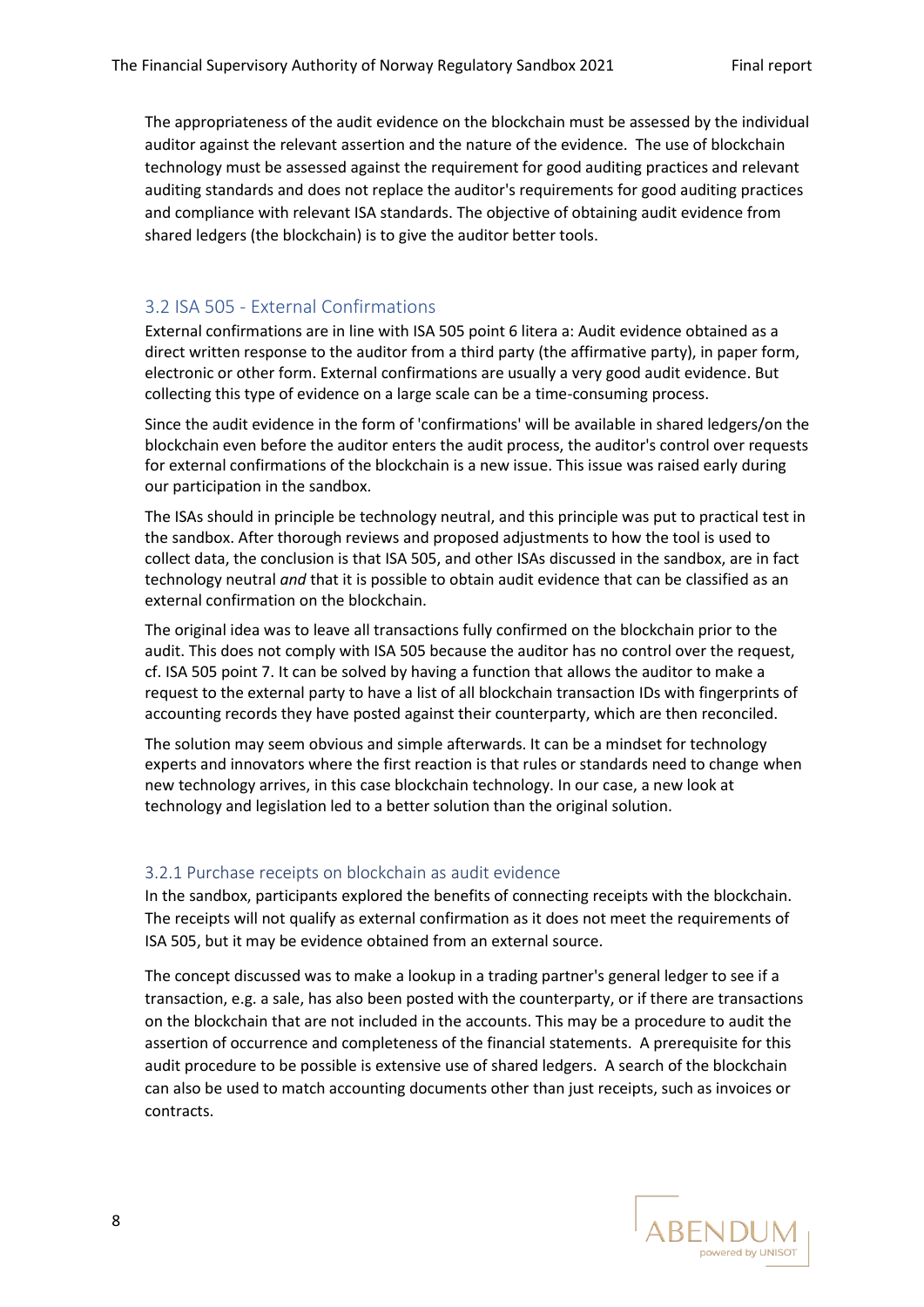The appropriateness of the audit evidence on the blockchain must be assessed by the individual auditor against the relevant assertion and the nature of the evidence. The use of blockchain technology must be assessed against the requirement for good auditing practices and relevant auditing standards and does not replace the auditor's requirements for good auditing practices and compliance with relevant ISA standards. The objective of obtaining audit evidence from shared ledgers (the blockchain) is to give the auditor better tools.

## 3.2 ISA 505 - External Confirmations

External confirmations are in line with ISA 505 point 6 litera a: Audit evidence obtained as a direct written response to the auditor from a third party (the affirmative party), in paper form, electronic or other form. External confirmations are usually a very good audit evidence. But collecting this type of evidence on a large scale can be a time-consuming process.

Since the audit evidence in the form of 'confirmations' will be available in shared ledgers/on the blockchain even before the auditor enters the audit process, the auditor's control over requests for external confirmations of the blockchain is a new issue. This issue was raised early during our participation in the sandbox.

The ISAs should in principle be technology neutral, and this principle was put to practical test in the sandbox. After thorough reviews and proposed adjustments to how the tool is used to collect data, the conclusion is that ISA 505, and other ISAs discussed in the sandbox, are in fact technology neutral *and* that it is possible to obtain audit evidence that can be classified as an external confirmation on the blockchain.

The original idea was to leave all transactions fully confirmed on the blockchain prior to the audit. This does not comply with ISA 505 because the auditor has no control over the request, cf. ISA 505 point 7. It can be solved by having a function that allows the auditor to make a request to the external party to have a list of all blockchain transaction IDs with fingerprints of accounting records they have posted against their counterparty, which are then reconciled.

The solution may seem obvious and simple afterwards. It can be a mindset for technology experts and innovators where the first reaction is that rules or standards need to change when new technology arrives, in this case blockchain technology. In our case, a new look at technology and legislation led to a better solution than the original solution.

### 3.2.1 Purchase receipts on blockchain as audit evidence

In the sandbox, participants explored the benefits of connecting receipts with the blockchain. The receipts will not qualify as external confirmation as it does not meet the requirements of ISA 505, but it may be evidence obtained from an external source.

The concept discussed was to make a lookup in a trading partner's general ledger to see if a transaction, e.g. a sale, has also been posted with the counterparty, or if there are transactions on the blockchain that are not included in the accounts. This may be a procedure to audit the assertion of occurrence and completeness of the financial statements. A prerequisite for this audit procedure to be possible is extensive use of shared ledgers. A search of the blockchain can also be used to match accounting documents other than just receipts, such as invoices or contracts.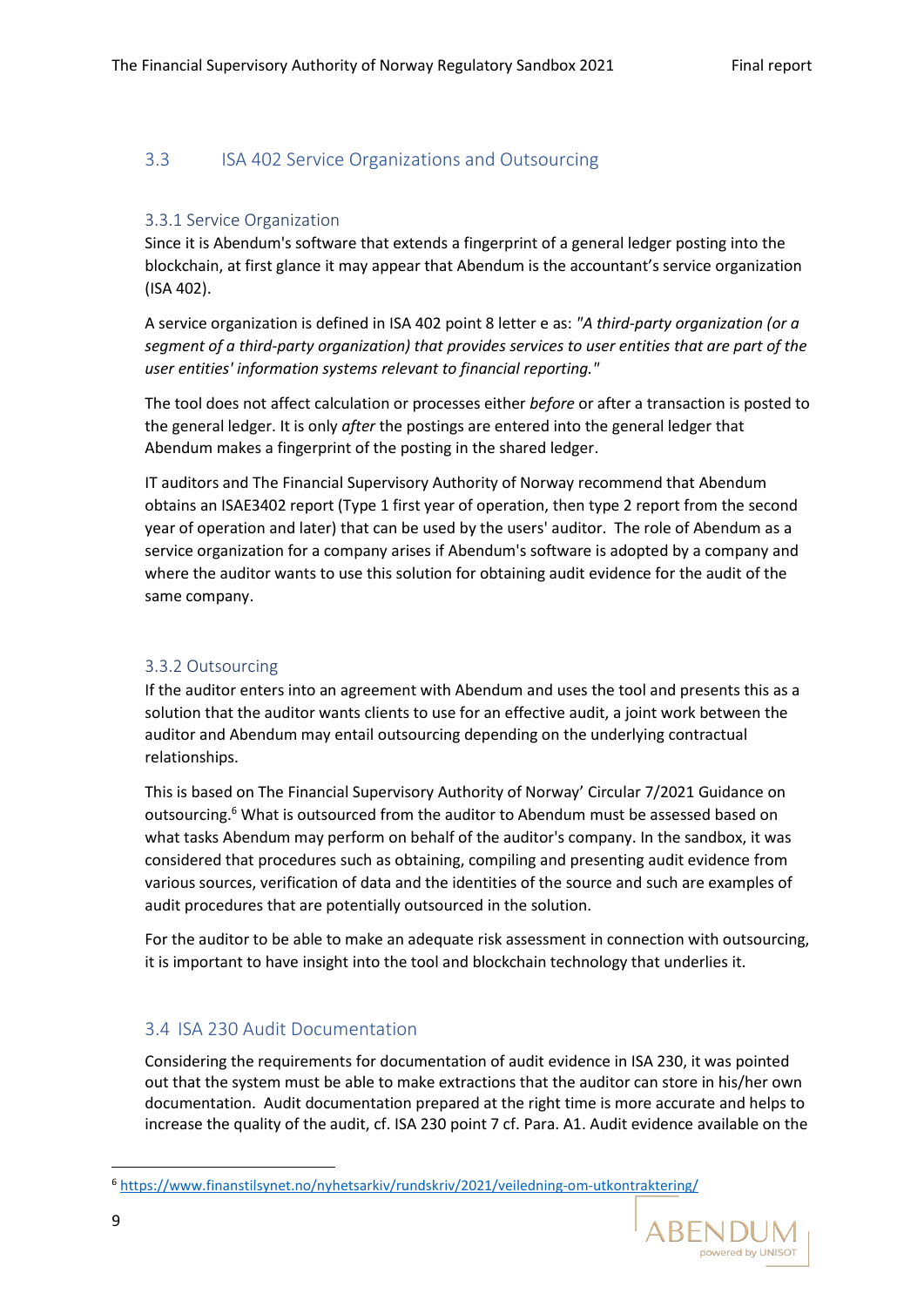## 3.3 ISA 402 Service Organizations and Outsourcing

### 3.3.1 Service Organization

Since it is Abendum's software that extends a fingerprint of a general ledger posting into the blockchain, at first glance it may appear that Abendum is the accountant's service organization (ISA 402).

A service organization is defined in ISA 402 point 8 letter e as: *"A third-party organization (or a segment of a third-party organization) that provides services to user entities that are part of the user entities' information systems relevant to financial reporting."*

The tool does not affect calculation or processes either *before* or after a transaction is posted to the general ledger. It is only *after* the postings are entered into the general ledger that Abendum makes a fingerprint of the posting in the shared ledger.

IT auditors and The Financial Supervisory Authority of Norway recommend that Abendum obtains an ISAE3402 report (Type 1 first year of operation, then type 2 report from the second year of operation and later) that can be used by the users' auditor. The role of Abendum as a service organization for a company arises if Abendum's software is adopted by a company and where the auditor wants to use this solution for obtaining audit evidence for the audit of the same company.

### 3.3.2 Outsourcing

If the auditor enters into an agreement with Abendum and uses the tool and presents this as a solution that the auditor wants clients to use for an effective audit, a joint work between the auditor and Abendum may entail outsourcing depending on the underlying contractual relationships.

This is based on The Financial Supervisory Authority of Norway' Circular 7/2021 Guidance on outsourcing.[6] What is outsourced from the auditor to Abendum must be assessed based on what tasks Abendum may perform on behalf of the auditor's company. In the sandbox, it was considered that procedures such as obtaining, compiling and presenting audit evidence from various sources, verification of data and the identities of the source and such are examples of audit procedures that are potentially outsourced in the solution.

For the auditor to be able to make an adequate risk assessment in connection with outsourcing, it is important to have insight into the tool and blockchain technology that underlies it.

## 3.4 ISA 230 Audit Documentation

Considering the requirements for documentation of audit evidence in ISA 230, it was pointed out that the system must be able to make extractions that the auditor can store in his/her own documentation. Audit documentation prepared at the right time is more accurate and helps to increase the quality of the audit, cf. ISA 230 point 7 cf. Para. A1. Audit evidence available on the

---

[6] https://www.finanstilsynet.no/nyhetsarkiv/rundskriv/2021/veiledning-om-utkontraktering/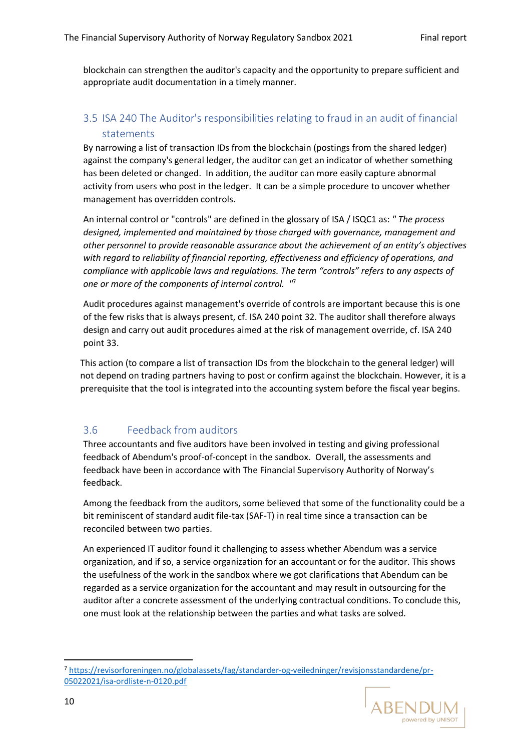blockchain can strengthen the auditor's capacity and the opportunity to prepare sufficient and appropriate audit documentation in a timely manner.

## 3.5 ISA 240 The Auditor's responsibilities relating to fraud in an audit of financial statements

By narrowing a list of transaction IDs from the blockchain (postings from the shared ledger) against the company's general ledger, the auditor can get an indicator of whether something has been deleted or changed. In addition, the auditor can more easily capture abnormal activity from users who post in the ledger. It can be a simple procedure to uncover whether management has overridden controls.

An internal control or "controls" are defined in the glossary of ISA / ISQC1 as: *" The process designed, implemented and maintained by those charged with governance, management and other personnel to provide reasonable assurance about the achievement of an entity's objectives with regard to reliability of financial reporting, effectiveness and efficiency of operations, and compliance with applicable laws and regulations. The term "controls" refers to any aspects of one or more of the components of internal control. "*[7]

Audit procedures against management's override of controls are important because this is one of the few risks that is always present, cf. ISA 240 point 32. The auditor shall therefore always design and carry out audit procedures aimed at the risk of management override, cf. ISA 240 point 33.

This action (to compare a list of transaction IDs from the blockchain to the general ledger) will not depend on trading partners having to post or confirm against the blockchain. However, it is a prerequisite that the tool is integrated into the accounting system before the fiscal year begins.

## 3.6 Feedback from auditors

Three accountants and five auditors have been involved in testing and giving professional feedback of Abendum's proof-of-concept in the sandbox. Overall, the assessments and feedback have been in accordance with The Financial Supervisory Authority of Norway's feedback.

Among the feedback from the auditors, some believed that some of the functionality could be a bit reminiscent of standard audit file-tax (SAF-T) in real time since a transaction can be reconciled between two parties.

An experienced IT auditor found it challenging to assess whether Abendum was a service organization, and if so, a service organization for an accountant or for the auditor. This shows the usefulness of the work in the sandbox where we got clarifications that Abendum can be regarded as a service organization for the accountant and may result in outsourcing for the auditor after a concrete assessment of the underlying contractual conditions. To conclude this, one must look at the relationship between the parties and what tasks are solved.

---

[7] https://revisorforeningen.no/globalassets/fag/standarder-og-veiledninger/revisjonsstandardene/pr-05022021/isa-ordliste-n-0120.pdf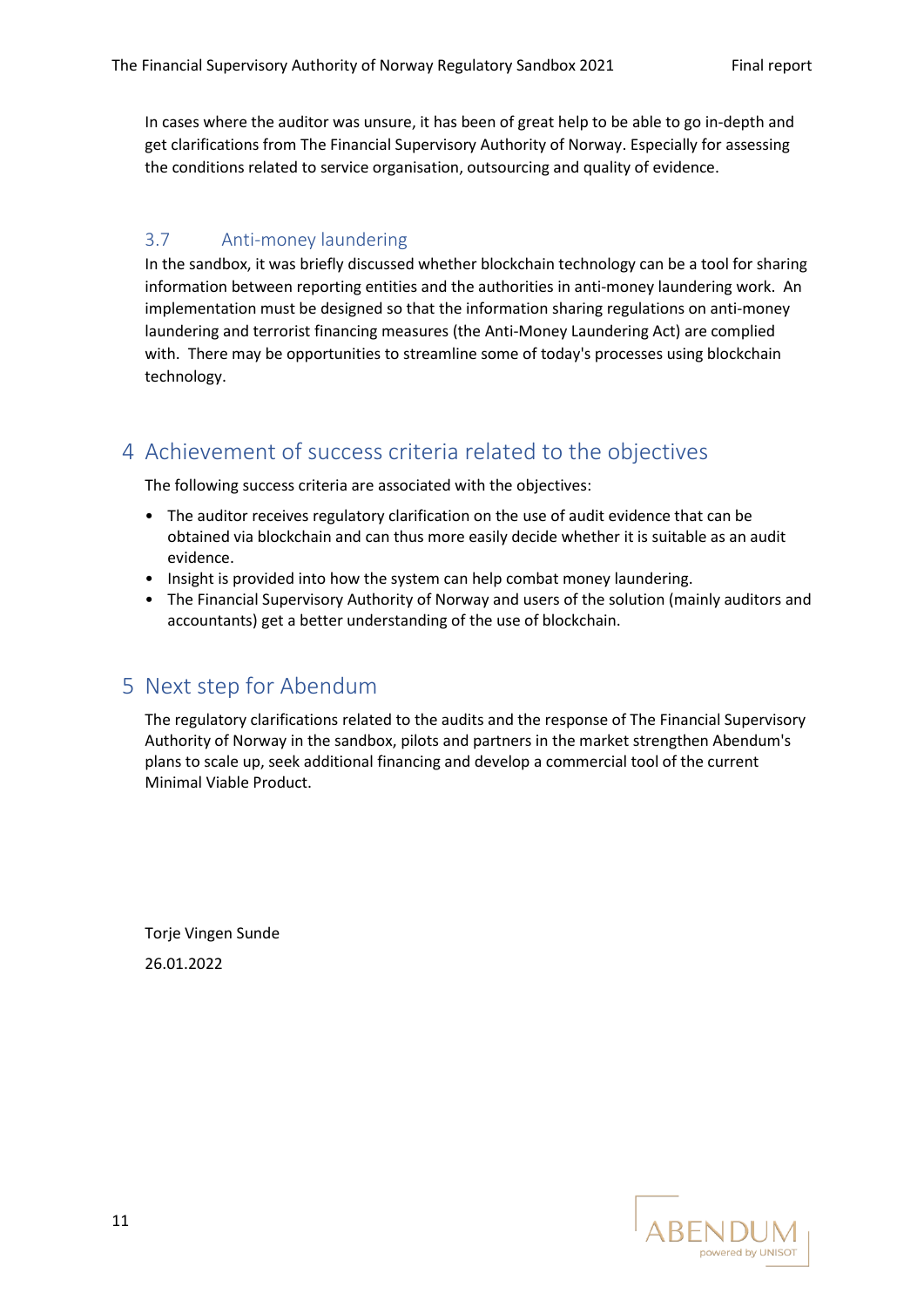In cases where the auditor was unsure, it has been of great help to be able to go in-depth and get clarifications from The Financial Supervisory Authority of Norway. Especially for assessing the conditions related to service organisation, outsourcing and quality of evidence.

### 3.7 Anti-money laundering

In the sandbox, it was briefly discussed whether blockchain technology can be a tool for sharing information between reporting entities and the authorities in anti-money laundering work. An implementation must be designed so that the information sharing regulations on anti-money laundering and terrorist financing measures (the Anti-Money Laundering Act) are complied with. There may be opportunities to streamline some of today's processes using blockchain technology.

## 4 Achievement of success criteria related to the objectives

The following success criteria are associated with the objectives:

- The auditor receives regulatory clarification on the use of audit evidence that can be obtained via blockchain and can thus more easily decide whether it is suitable as an audit evidence.
- Insight is provided into how the system can help combat money laundering.
- The Financial Supervisory Authority of Norway and users of the solution (mainly auditors and accountants) get a better understanding of the use of blockchain.

## 5 Next step for Abendum

The regulatory clarifications related to the audits and the response of The Financial Supervisory Authority of Norway in the sandbox, pilots and partners in the market strengthen Abendum's plans to scale up, seek additional financing and develop a commercial tool of the current Minimal Viable Product.

Torje Vingen Sunde

26.01.2022